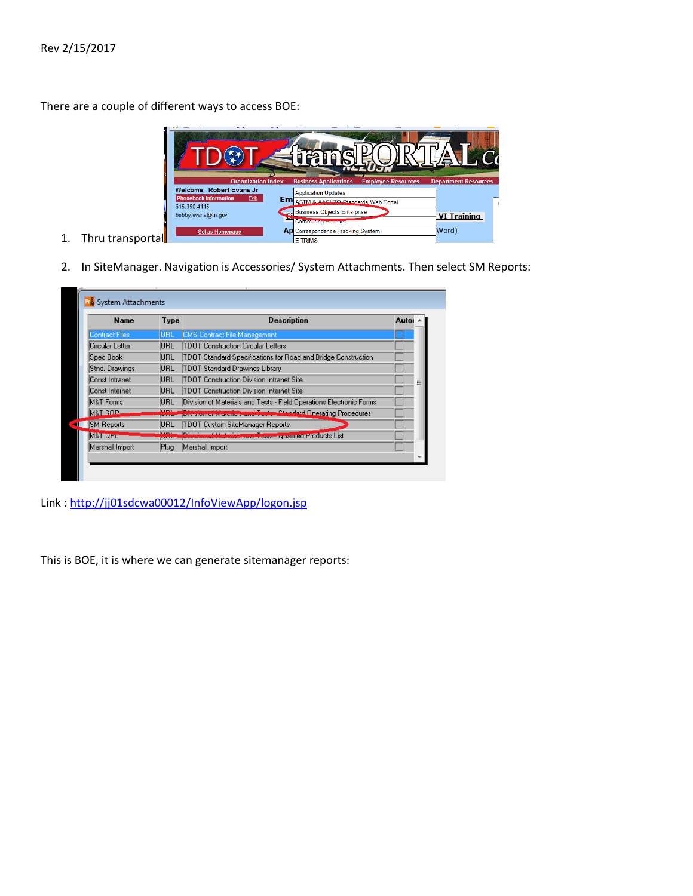Rev 2/15/2017

There are a couple of different ways to access BOE:

1. Thru transportal
2. In SiteManager. Navigation is Accessories/ System Attachments. Then select SM Reports:

Link : http://jj01sdcwa00012/InfoViewApp/logon.jsp

This is BOE, it is where we can generate sitemanager reports: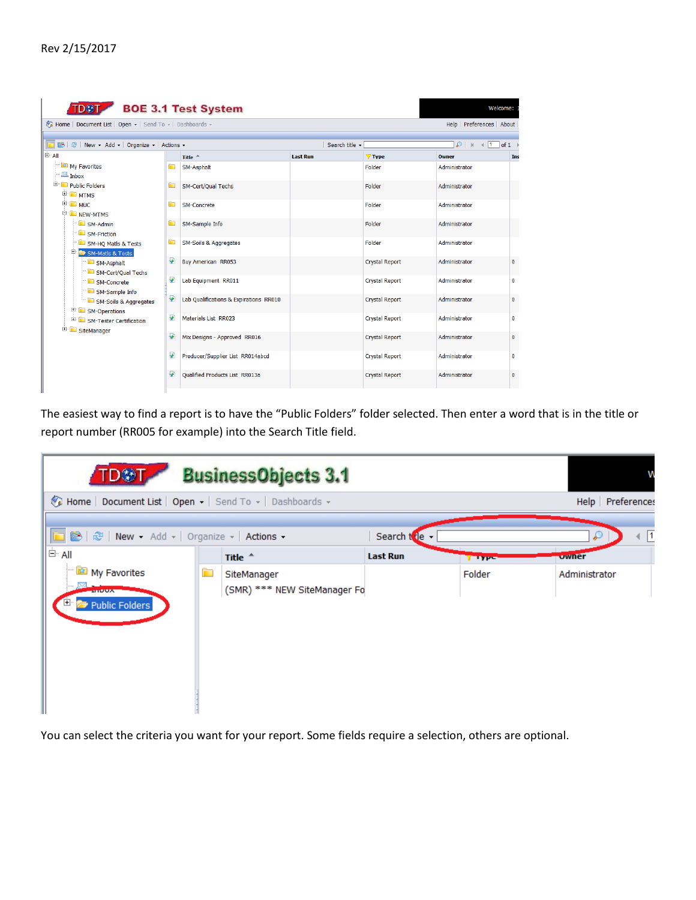The easiest way to find a report is to have the "Public Folders" folder selected. Then enter a word that is in the title or report number (RR005 for example) into the Search Title field.

You can select the criteria you want for your report. Some fields require a selection, others are optional.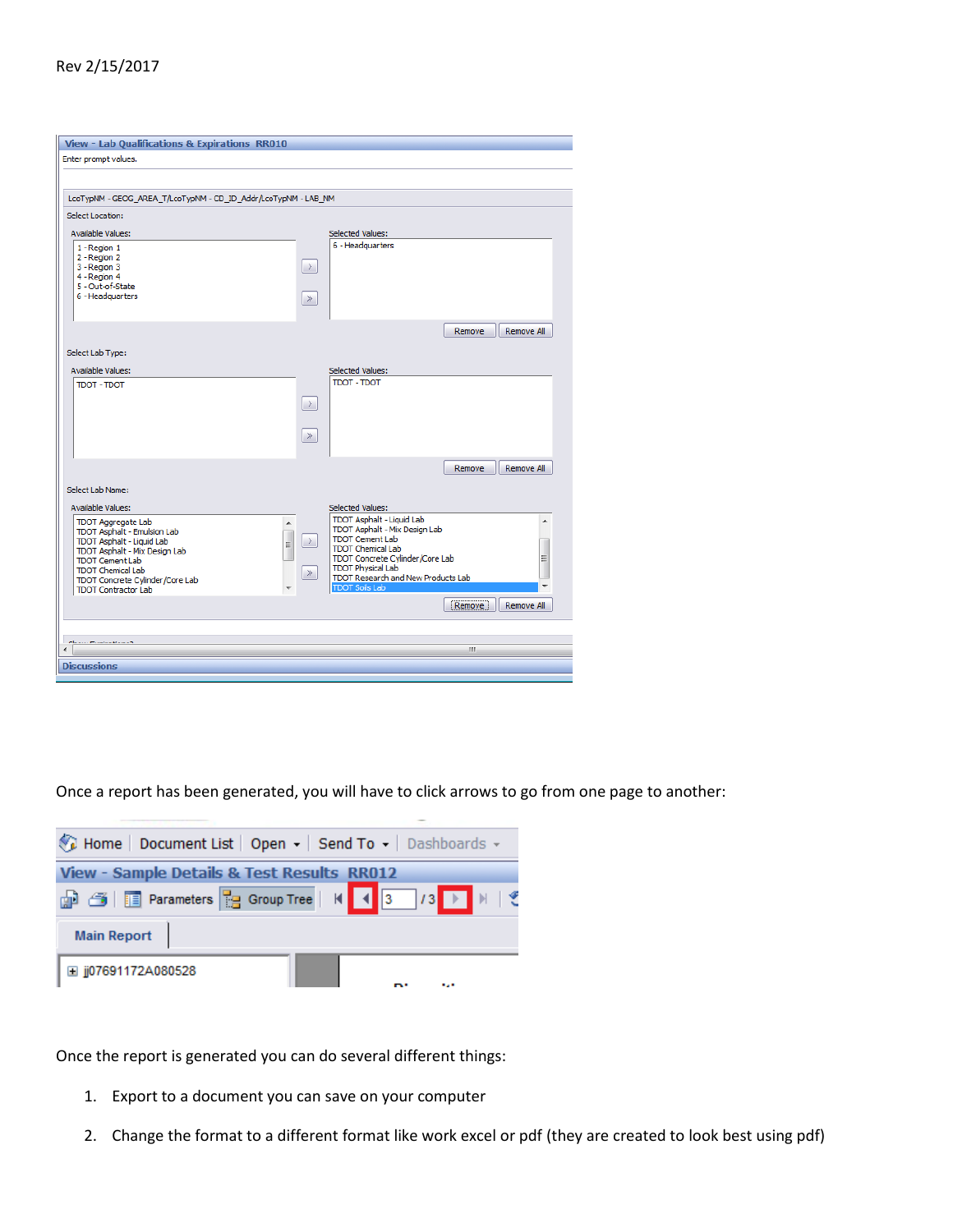Rev 2/15/2017

View - Lab Qualifications & Expirations RR010

Enter prompt values.

LcoTypNM - GEOG_AREA_T/LcoTypNM - CD_ID_Addr/LcoTypNM - LAB_NM

Select Location:

Available Values:
- 1 - Region 1
- 2 - Region 2
- 3 - Region 3
- 4 - Region 4
- 5 - Out-of-State
- 6 - Headquarters

Selected Values:
- 6 - Headquarters

Remove | Remove All

Select Lab Type:

Available Values:
- TDOT - TDOT

Selected Values:
- TDOT - TDOT

Remove | Remove All

Select Lab Name:

Available Values:
- TDOT Aggregate Lab
- TDOT Asphalt - Emulsion Lab
- TDOT Asphalt - Liquid Lab
- TDOT Asphalt - Mix Design Lab
- TDOT Cement Lab
- TDOT Chemical Lab
- TDOT Concrete Cylinder/Core Lab
- TDOT Contractor Lab

Selected Values:
- TDOT Asphalt - Liquid Lab
- TDOT Asphalt - Mix Design Lab
- TDOT Cement Lab
- TDOT Chemical Lab
- TDOT Concrete Cylinder/Core Lab
- TDOT Physical Lab
- TDOT Research and New Products Lab
- TDOT Soils Lab

Remove | Remove All

Discussions

Once a report has been generated, you will have to click arrows to go from one page to another:

Home | Document List | Open | Send To | Dashboards

View - Sample Details & Test Results RR012

Parameters | Group Tree | 3 / 3

Main Report

jj07691172A080528

Once the report is generated you can do several different things:

1. Export to a document you can save on your computer
2. Change the format to a different format like work excel or pdf (they are created to look best using pdf)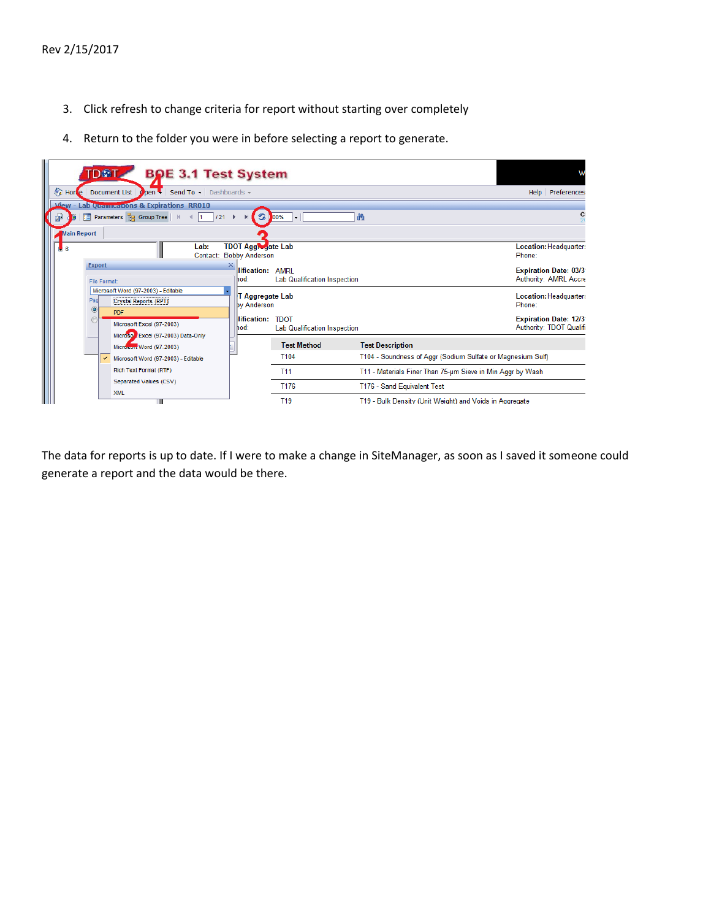Rev 2/15/2017

3. Click refresh to change criteria for report without starting over completely
4. Return to the folder you were in before selecting a report to generate.

The data for reports is up to date. If I were to make a change in SiteManager, as soon as I saved it someone could generate a report and the data would be there.